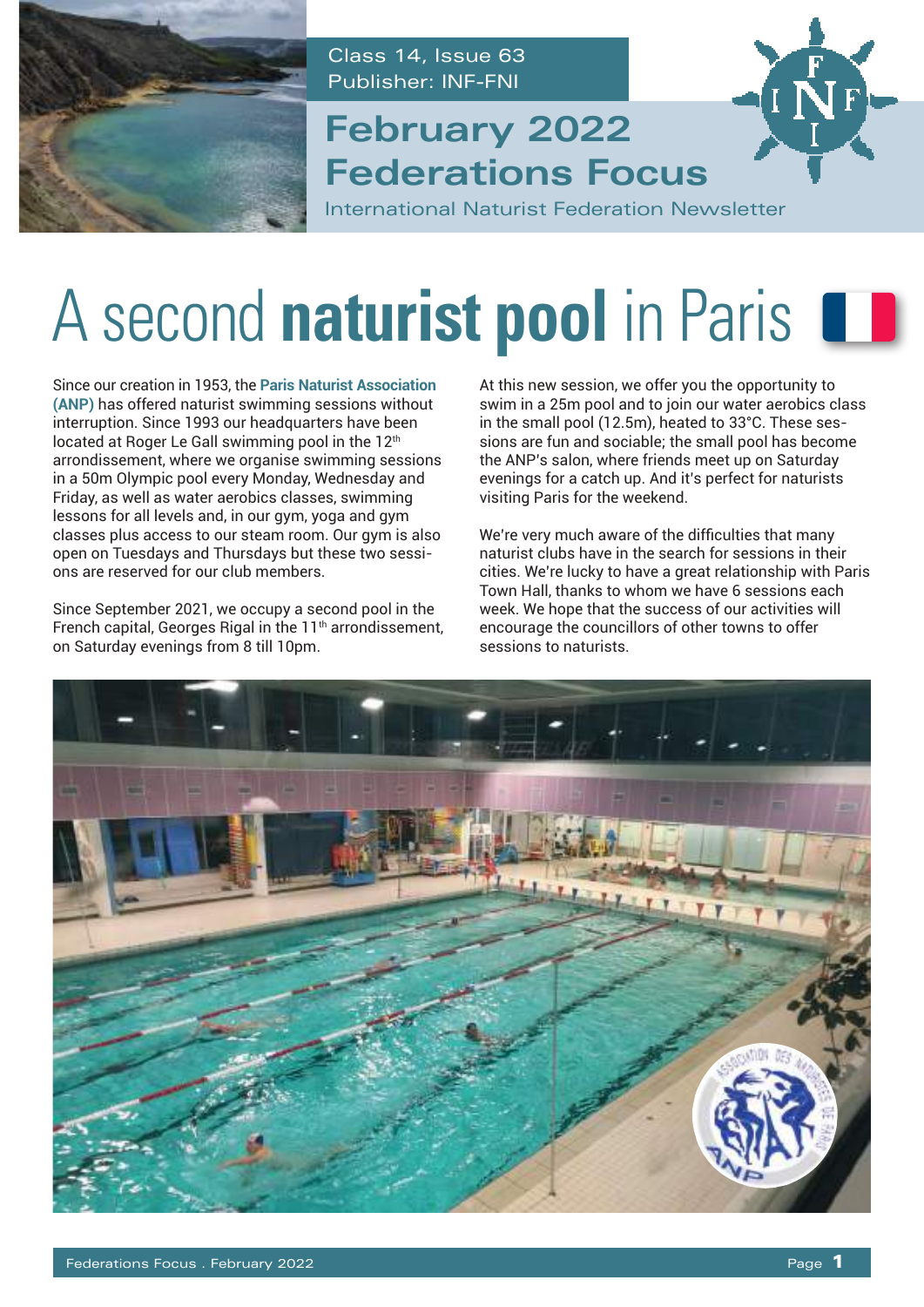Class 14, Issue 63
Publisher: INF-FNI

# February 2022 Federations Focus

International Naturist Federation Newsletter

# A second **naturist pool** in Paris

Since our creation in 1953, the **Paris Naturist Association (ANP)** has offered naturist swimming sessions without interruption. Since 1993 our headquarters have been located at Roger Le Gall swimming pool in the 12th arrondissement, where we organise swimming sessions in a 50m Olympic pool every Monday, Wednesday and Friday, as well as water aerobics classes, swimming lessons for all levels and, in our gym, yoga and gym classes plus access to our steam room. Our gym is also open on Tuesdays and Thursdays but these two sessions are reserved for our club members.

Since September 2021, we occupy a second pool in the French capital, Georges Rigal in the 11th arrondissement, on Saturday evenings from 8 till 10pm.

At this new session, we offer you the opportunity to swim in a 25m pool and to join our water aerobics class in the small pool (12.5m), heated to 33°C. These sessions are fun and sociable; the small pool has become the ANP's salon, where friends meet up on Saturday evenings for a catch up. And it's perfect for naturists visiting Paris for the weekend.

We're very much aware of the difficulties that many naturist clubs have in the search for sessions in their cities. We're lucky to have a great relationship with Paris Town Hall, thanks to whom we have 6 sessions each week. We hope that the success of our activities will encourage the councillors of other towns to offer sessions to naturists.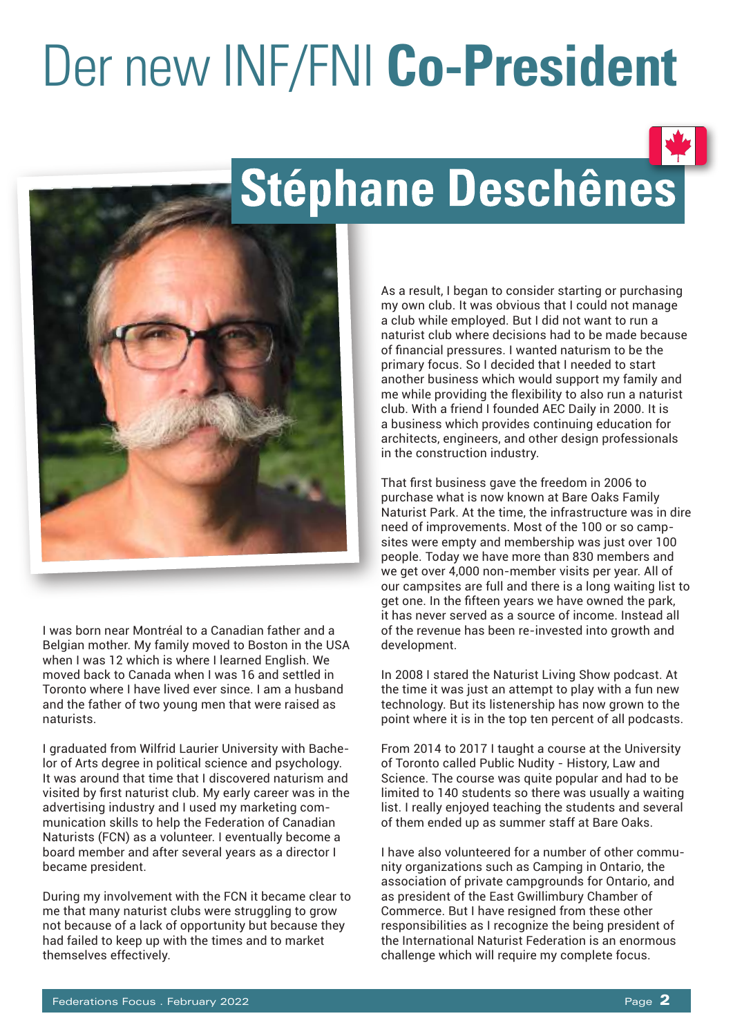# Der new INF/FNI **Co-President**

## Stéphane Deschênes

I was born near Montréal to a Canadian father and a Belgian mother. My family moved to Boston in the USA when I was 12 which is where I learned English. We moved back to Canada when I was 16 and settled in Toronto where I have lived ever since. I am a husband and the father of two young men that were raised as naturists.

I graduated from Wilfrid Laurier University with Bachelor of Arts degree in political science and psychology. It was around that time that I discovered naturism and visited by first naturist club. My early career was in the advertising industry and I used my marketing communication skills to help the Federation of Canadian Naturists (FCN) as a volunteer. I eventually become a board member and after several years as a director I became president.

During my involvement with the FCN it became clear to me that many naturist clubs were struggling to grow not because of a lack of opportunity but because they had failed to keep up with the times and to market themselves effectively.

As a result, I began to consider starting or purchasing my own club. It was obvious that I could not manage a club while employed. But I did not want to run a naturist club where decisions had to be made because of financial pressures. I wanted naturism to be the primary focus. So I decided that I needed to start another business which would support my family and me while providing the flexibility to also run a naturist club. With a friend I founded AEC Daily in 2000. It is a business which provides continuing education for architects, engineers, and other design professionals in the construction industry.

That first business gave the freedom in 2006 to purchase what is now known at Bare Oaks Family Naturist Park. At the time, the infrastructure was in dire need of improvements. Most of the 100 or so campsites were empty and membership was just over 100 people. Today we have more than 830 members and we get over 4,000 non-member visits per year. All of our campsites are full and there is a long waiting list to get one. In the fifteen years we have owned the park, it has never served as a source of income. Instead all of the revenue has been re-invested into growth and development.

In 2008 I stared the Naturist Living Show podcast. At the time it was just an attempt to play with a fun new technology. But its listenership has now grown to the point where it is in the top ten percent of all podcasts.

From 2014 to 2017 I taught a course at the University of Toronto called Public Nudity - History, Law and Science. The course was quite popular and had to be limited to 140 students so there was usually a waiting list. I really enjoyed teaching the students and several of them ended up as summer staff at Bare Oaks.

I have also volunteered for a number of other community organizations such as Camping in Ontario, the association of private campgrounds for Ontario, and as president of the East Gwillimbury Chamber of Commerce. But I have resigned from these other responsibilities as I recognize the being president of the International Naturist Federation is an enormous challenge which will require my complete focus.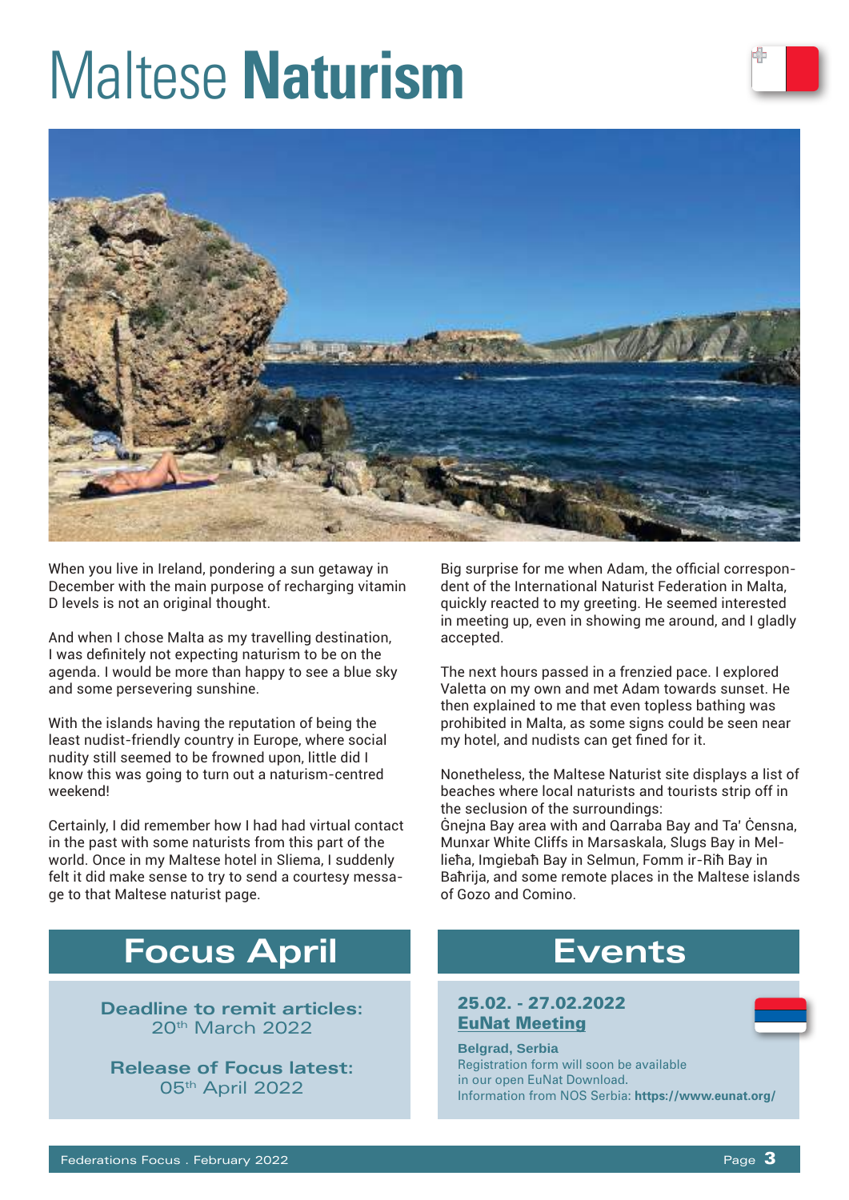# Maltese **Naturism**

When you live in Ireland, pondering a sun getaway in December with the main purpose of recharging vitamin D levels is not an original thought.

And when I chose Malta as my travelling destination, I was definitely not expecting naturism to be on the agenda. I would be more than happy to see a blue sky and some persevering sunshine.

With the islands having the reputation of being the least nudist-friendly country in Europe, where social nudity still seemed to be frowned upon, little did I know this was going to turn out a naturism-centred weekend!

Certainly, I did remember how I had had virtual contact in the past with some naturists from this part of the world. Once in my Maltese hotel in Sliema, I suddenly felt it did make sense to try to send a courtesy message to that Maltese naturist page.

Big surprise for me when Adam, the official correspondent of the International Naturist Federation in Malta, quickly reacted to my greeting. He seemed interested in meeting up, even in showing me around, and I gladly accepted.

The next hours passed in a frenzied pace. I explored Valetta on my own and met Adam towards sunset. He then explained to me that even topless bathing was prohibited in Malta, as some signs could be seen near my hotel, and nudists can get fined for it.

Nonetheless, the Maltese Naturist site displays a list of beaches where local naturists and tourists strip off in the seclusion of the surroundings:
Ġnejna Bay area with and Qarraba Bay and Ta' Ċensna, Munxar White Cliffs in Marsaskala, Slugs Bay in Mellieħa, Imgiebaħ Bay in Selmun, Fomm ir-Riħ Bay in Baħrija, and some remote places in the Maltese islands of Gozo and Comino.

## Focus April

**Deadline to remit articles:**
20th March 2022

**Release of Focus latest:**
05th April 2022

## Events

**25.02. - 27.02.2022**
**EuNat Meeting**

**Belgrad, Serbia**
Registration form will soon be available in our open EuNat Download.
Information from NOS Serbia: **https://www.eunat.org/**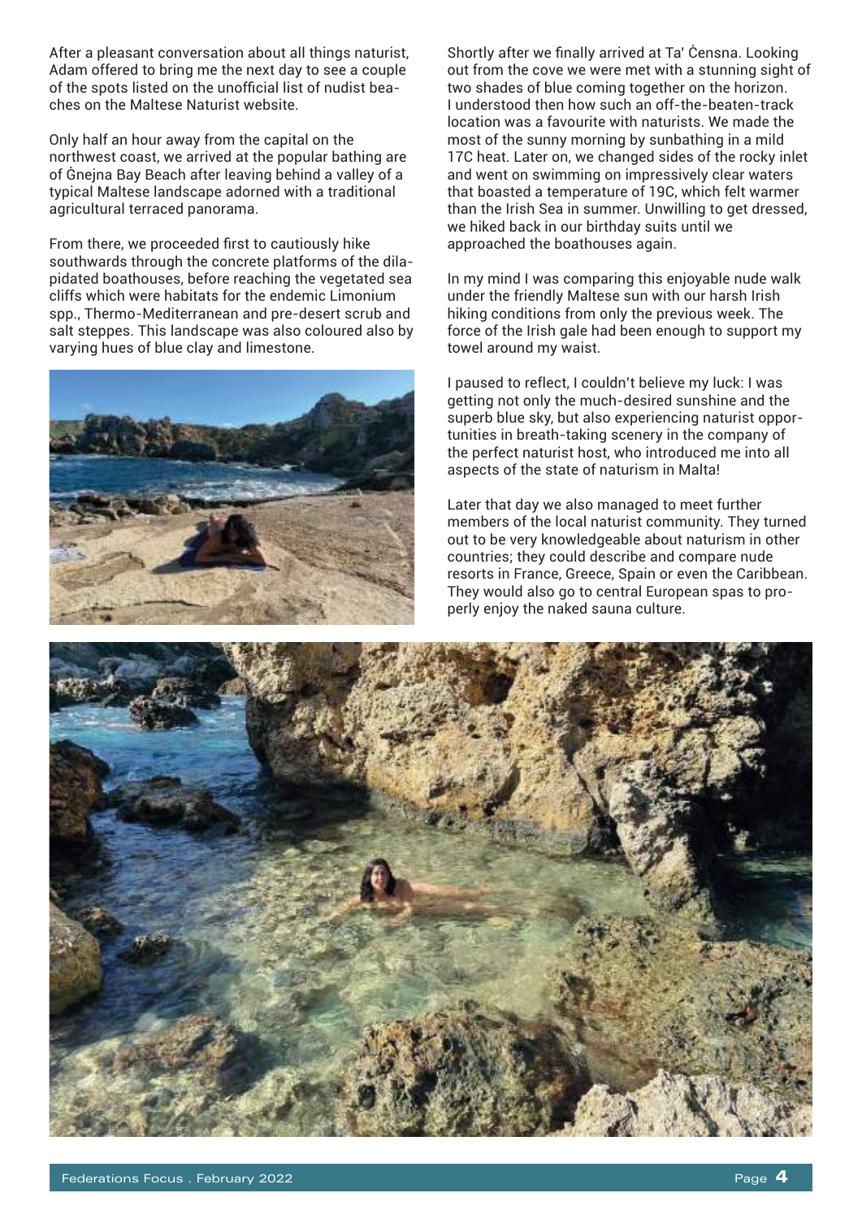After a pleasant conversation about all things naturist, Adam offered to bring me the next day to see a couple of the spots listed on the unofficial list of nudist beaches on the Maltese Naturist website.

Only half an hour away from the capital on the northwest coast, we arrived at the popular bathing are of Ġnejna Bay Beach after leaving behind a valley of a typical Maltese landscape adorned with a traditional agricultural terraced panorama.

From there, we proceeded first to cautiously hike southwards through the concrete platforms of the dilapidated boathouses, before reaching the vegetated sea cliffs which were habitats for the endemic Limonium spp., Thermo-Mediterranean and pre-desert scrub and salt steppes. This landscape was also coloured also by varying hues of blue clay and limestone.

Shortly after we finally arrived at Ta' Ċensna. Looking out from the cove we were met with a stunning sight of two shades of blue coming together on the horizon. I understood then how such an off-the-beaten-track location was a favourite with naturists. We made the most of the sunny morning by sunbathing in a mild 17C heat. Later on, we changed sides of the rocky inlet and went on swimming on impressively clear waters that boasted a temperature of 19C, which felt warmer than the Irish Sea in summer. Unwilling to get dressed, we hiked back in our birthday suits until we approached the boathouses again.

In my mind I was comparing this enjoyable nude walk under the friendly Maltese sun with our harsh Irish hiking conditions from only the previous week. The force of the Irish gale had been enough to support my towel around my waist.

I paused to reflect, I couldn't believe my luck: I was getting not only the much-desired sunshine and the superb blue sky, but also experiencing naturist opportunities in breath-taking scenery in the company of the perfect naturist host, who introduced me into all aspects of the state of naturism in Malta!

Later that day we also managed to meet further members of the local naturist community. They turned out to be very knowledgeable about naturism in other countries; they could describe and compare nude resorts in France, Greece, Spain or even the Caribbean. They would also go to central European spas to properly enjoy the naked sauna culture.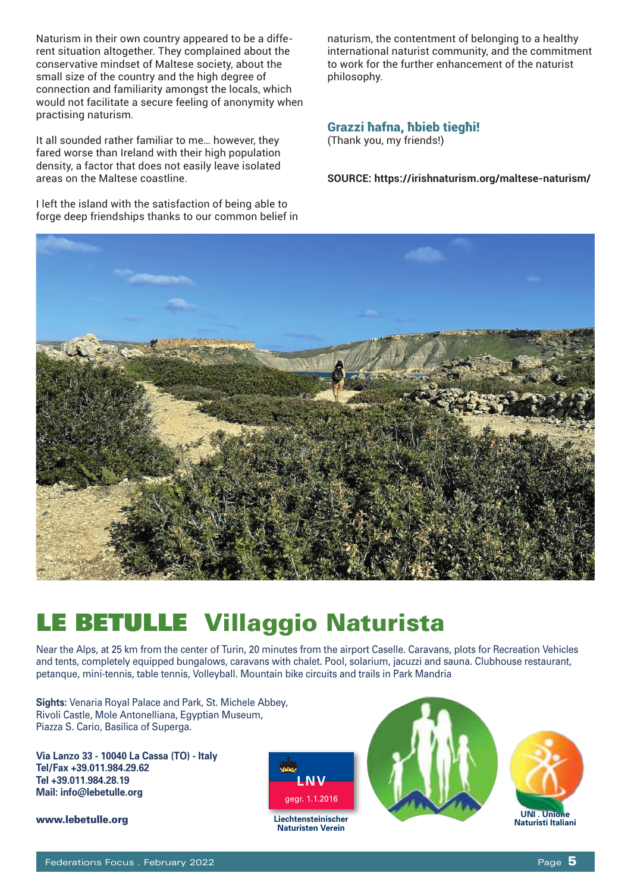Naturism in their own country appeared to be a different situation altogether. They complained about the conservative mindset of Maltese society, about the small size of the country and the high degree of connection and familiarity amongst the locals, which would not facilitate a secure feeling of anonymity when practising naturism.

It all sounded rather familiar to me... however, they fared worse than Ireland with their high population density, a factor that does not easily leave isolated areas on the Maltese coastline.

I left the island with the satisfaction of being able to forge deep friendships thanks to our common belief in naturism, the contentment of belonging to a healthy international naturist community, and the commitment to work for the further enhancement of the naturist philosophy.

**Grazzi ħafna, ħbieb tiegħi!**
(Thank you, my friends!)

**SOURCE: https://irishnaturism.org/maltese-naturism/**

# LE BETULLE Villaggio Naturista

Near the Alps, at 25 km from the center of Turin, 20 minutes from the airport Caselle. Caravans, plots for Recreation Vehicles and tents, completely equipped bungalows, caravans with chalet. Pool, solarium, jacuzzi and sauna. Clubhouse restaurant, petanque, mini-tennis, table tennis, Volleyball. Mountain bike circuits and trails in Park Mandria

**Sights:** Venaria Royal Palace and Park, St. Michele Abbey, Rivoli Castle, Mole Antonelliana, Egyptian Museum, Piazza S. Cario, Basilica of Superga.

**Via Lanzo 33 - 10040 La Cassa (TO) - Italy**
**Tel/Fax +39.011.984.29.62**
**Tel +39.011.984.28.19**
**Mail: info@lebetulle.org**

**www.lebetulle.org**

LNV
gegr. 1.1.2016
**Liechtensteinischer Naturisten Verein**

**UNI . Unione Naturisti Italiani**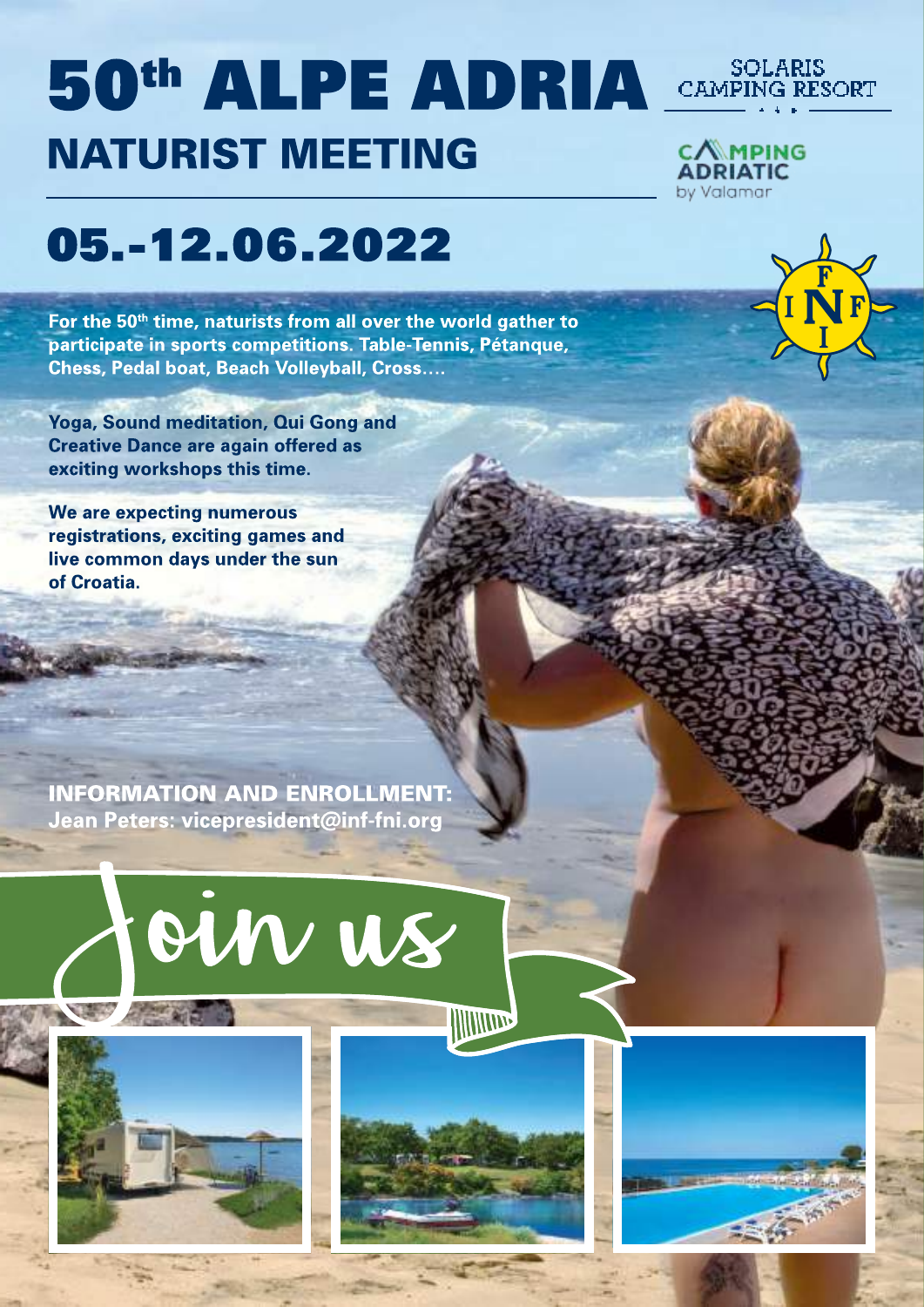# 50th ALPE ADRIA

## NATURIST MEETING

SOLARIS CAMPING RESORT

CAMPING ADRIATIC by Valamar

# 05.-12.06.2022

FNI INF

**For the 50th time, naturists from all over the world gather to participate in sports competitions. Table-Tennis, Pétanque, Chess, Pedal boat, Beach Volleyball, Cross….**

**Yoga, Sound meditation, Qui Gong and Creative Dance are again offered as exciting workshops this time.**

**We are expecting numerous registrations, exciting games and live common days under the sun of Croatia.**

**INFORMATION AND ENROLLMENT:**
**Jean Peters: vicepresident@inf-fni.org**

Join us